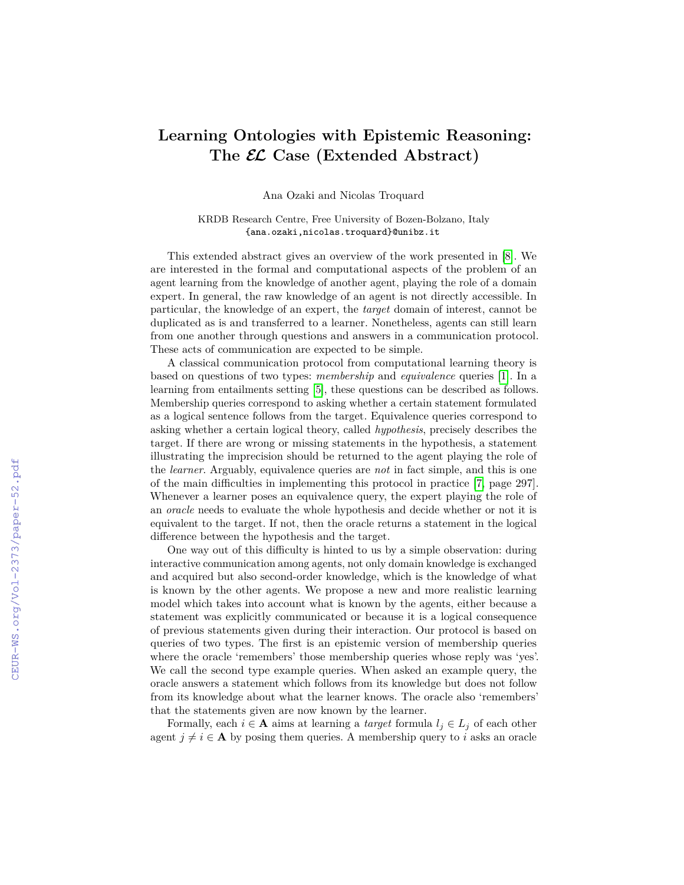# Learning Ontologies with Epistemic Reasoning: The $\mathcal{EL}$ Case (Extended Abstract)

Ana Ozaki and Nicolas Troquard

KRDB Research Centre, Free University of Bozen-Bolzano, Italy
{ana.ozaki,nicolas.troquard}@unibz.it

This extended abstract gives an overview of the work presented in [8]. We are interested in the formal and computational aspects of the problem of an agent learning from the knowledge of another agent, playing the role of a domain expert. In general, the raw knowledge of an agent is not directly accessible. In particular, the knowledge of an expert, the *target* domain of interest, cannot be duplicated as is and transferred to a learner. Nonetheless, agents can still learn from one another through questions and answers in a communication protocol. These acts of communication are expected to be simple.

A classical communication protocol from computational learning theory is based on questions of two types: *membership* and *equivalence* queries [1]. In a learning from entailments setting [5], these questions can be described as follows. Membership queries correspond to asking whether a certain statement formulated as a logical sentence follows from the target. Equivalence queries correspond to asking whether a certain logical theory, called *hypothesis*, precisely describes the target. If there are wrong or missing statements in the hypothesis, a statement illustrating the imprecision should be returned to the agent playing the role of the *learner*. Arguably, equivalence queries are *not* in fact simple, and this is one of the main difficulties in implementing this protocol in practice [7, page 297]. Whenever a learner poses an equivalence query, the expert playing the role of an *oracle* needs to evaluate the whole hypothesis and decide whether or not it is equivalent to the target. If not, then the oracle returns a statement in the logical difference between the hypothesis and the target.

One way out of this difficulty is hinted to us by a simple observation: during interactive communication among agents, not only domain knowledge is exchanged and acquired but also second-order knowledge, which is the knowledge of what is known by the other agents. We propose a new and more realistic learning model which takes into account what is known by the agents, either because a statement was explicitly communicated or because it is a logical consequence of previous statements given during their interaction. Our protocol is based on queries of two types. The first is an epistemic version of membership queries where the oracle 'remembers' those membership queries whose reply was 'yes'. We call the second type example queries. When asked an example query, the oracle answers a statement which follows from its knowledge but does not follow from its knowledge about what the learner knows. The oracle also 'remembers' that the statements given are now known by the learner.

Formally, each $i \in \mathbf{A}$ aims at learning a *target* formula $l_j \in L_j$ of each other agent $j \neq i \in \mathbf{A}$ by posing them queries. A membership query to $i$ asks an oracle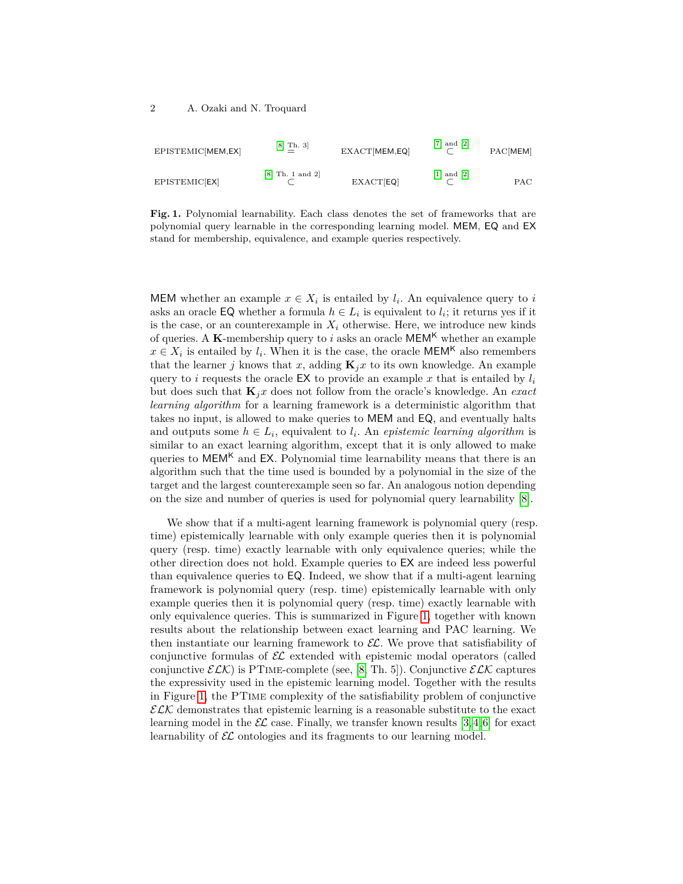| EPISTEMIC[MEM,EX] | $\overset{[8, \text{Th. } 3]}{=}$ | EXACT[MEM,EQ] | $\overset{[7] \text{ and } [2]}{\subset}$ | PAC[MEM] |
|---|---|---|---|---|
| EPISTEMIC[EX] | $\overset{[8, \text{Th. } 1 \text{ and } 2]}{\subset}$ | EXACT[EQ] | $\overset{[1] \text{ and } [2]}{\subset}$ | PAC |

**Fig. 1.** Polynomial learnability. Each class denotes the set of frameworks that are polynomial query learnable in the corresponding learning model. MEM, EQ and EX stand for membership, equivalence, and example queries respectively.

MEM whether an example $x \in X_i$ is entailed by $l_i$. An equivalence query to $i$ asks an oracle EQ whether a formula $h \in L_i$ is equivalent to $l_i$; it returns yes if it is the case, or an counterexample in $X_i$ otherwise. Here, we introduce new kinds of queries. A **K**-membership query to $i$ asks an oracle $\mathsf{MEM}^\mathsf{K}$ whether an example $x \in X_i$ is entailed by $l_i$. When it is the case, the oracle $\mathsf{MEM}^\mathsf{K}$ also remembers that the learner $j$ knows that $x$, adding $\mathbf{K}_j x$ to its own knowledge. An example query to $i$ requests the oracle EX to provide an example $x$ that is entailed by $l_i$ but does such that $\mathbf{K}_j x$ does not follow from the oracle's knowledge. An *exact learning algorithm* for a learning framework is a deterministic algorithm that takes no input, is allowed to make queries to MEM and EQ, and eventually halts and outputs some $h \in L_i$, equivalent to $l_i$. An *epistemic learning algorithm* is similar to an exact learning algorithm, except that it is only allowed to make queries to $\mathsf{MEM}^\mathsf{K}$ and EX. Polynomial time learnability means that there is an algorithm such that the time used is bounded by a polynomial in the size of the target and the largest counterexample seen so far. An analogous notion depending on the size and number of queries is used for polynomial query learnability [8].

We show that if a multi-agent learning framework is polynomial query (resp. time) epistemically learnable with only example queries then it is polynomial query (resp. time) exactly learnable with only equivalence queries; while the other direction does not hold. Example queries to EX are indeed less powerful than equivalence queries to EQ. Indeed, we show that if a multi-agent learning framework is polynomial query (resp. time) epistemically learnable with only example queries then it is polynomial query (resp. time) exactly learnable with only equivalence queries. This is summarized in Figure 1, together with known results about the relationship between exact learning and PAC learning. We then instantiate our learning framework to $\mathcal{EL}$. We prove that satisfiability of conjunctive formulas of $\mathcal{EL}$ extended with epistemic modal operators (called conjunctive $\mathcal{ELK}$) is PTime-complete (see, [8, Th. 5]). Conjunctive $\mathcal{ELK}$ captures the expressivity used in the epistemic learning model. Together with the results in Figure 1, the PTime complexity of the satisfiability problem of conjunctive $\mathcal{ELK}$ demonstrates that epistemic learning is a reasonable substitute to the exact learning model in the $\mathcal{EL}$ case. Finally, we transfer known results [3,4,6] for exact learnability of $\mathcal{EL}$ ontologies and its fragments to our learning model.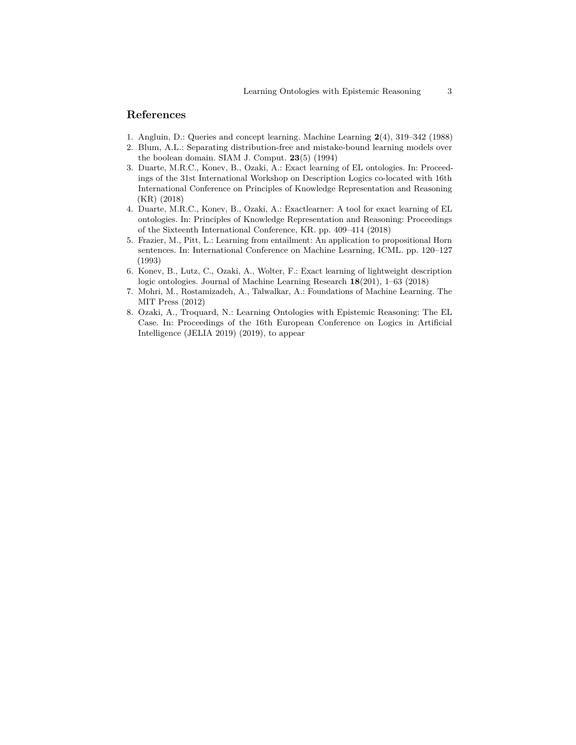## References

1. Angluin, D.: Queries and concept learning. Machine Learning **2**(4), 319–342 (1988)
2. Blum, A.L.: Separating distribution-free and mistake-bound learning models over the boolean domain. SIAM J. Comput. **23**(5) (1994)
3. Duarte, M.R.C., Konev, B., Ozaki, A.: Exact learning of EL ontologies. In: Proceedings of the 31st International Workshop on Description Logics co-located with 16th International Conference on Principles of Knowledge Representation and Reasoning (KR) (2018)
4. Duarte, M.R.C., Konev, B., Ozaki, A.: Exactlearner: A tool for exact learning of EL ontologies. In: Principles of Knowledge Representation and Reasoning: Proceedings of the Sixteenth International Conference, KR. pp. 409–414 (2018)
5. Frazier, M., Pitt, L.: Learning from entailment: An application to propositional Horn sentences. In: International Conference on Machine Learning, ICML. pp. 120–127 (1993)
6. Konev, B., Lutz, C., Ozaki, A., Wolter, F.: Exact learning of lightweight description logic ontologies. Journal of Machine Learning Research **18**(201), 1–63 (2018)
7. Mohri, M., Rostamizadeh, A., Talwalkar, A.: Foundations of Machine Learning. The MIT Press (2012)
8. Ozaki, A., Troquard, N.: Learning Ontologies with Epistemic Reasoning: The EL Case. In: Proceedings of the 16th European Conference on Logics in Artificial Intelligence (JELIA 2019) (2019), to appear